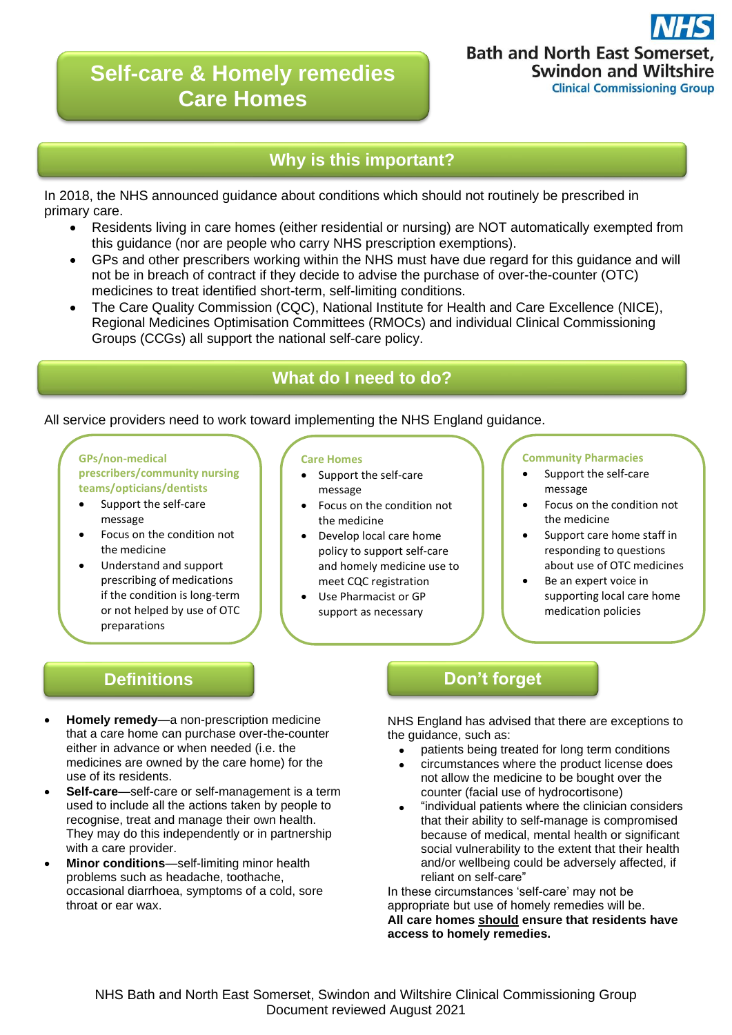# Self-care & Homely remedies Care Homes

**NHS**
**Bath and North East Somerset, Swindon and Wiltshire**
**Clinical Commissioning Group**

## Why is this important?

In 2018, the NHS announced guidance about conditions which should not routinely be prescribed in primary care.

- Residents living in care homes (either residential or nursing) are NOT automatically exempted from this guidance (nor are people who carry NHS prescription exemptions).
- GPs and other prescribers working within the NHS must have due regard for this guidance and will not be in breach of contract if they decide to advise the purchase of over-the-counter (OTC) medicines to treat identified short-term, self-limiting conditions.
- The Care Quality Commission (CQC), National Institute for Health and Care Excellence (NICE), Regional Medicines Optimisation Committees (RMOCs) and individual Clinical Commissioning Groups (CCGs) all support the national self-care policy.

## What do I need to do?

All service providers need to work toward implementing the NHS England guidance.

### GPs/non-medical prescribers/community nursing teams/opticians/dentists

- Support the self-care message
- Focus on the condition not the medicine
- Understand and support prescribing of medications if the condition is long-term or not helped by use of OTC preparations

### Care Homes

- Support the self-care message
- Focus on the condition not the medicine
- Develop local care home policy to support self-care and homely medicine use to meet CQC registration
- Use Pharmacist or GP support as necessary

### Community Pharmacies

- Support the self-care message
- Focus on the condition not the medicine
- Support care home staff in responding to questions about use of OTC medicines
- Be an expert voice in supporting local care home medication policies

## Definitions

- **Homely remedy**—a non-prescription medicine that a care home can purchase over-the-counter either in advance or when needed (i.e. the medicines are owned by the care home) for the use of its residents.
- **Self-care**—self-care or self-management is a term used to include all the actions taken by people to recognise, treat and manage their own health. They may do this independently or in partnership with a care provider.
- **Minor conditions**—self-limiting minor health problems such as headache, toothache, occasional diarrhoea, symptoms of a cold, sore throat or ear wax.

## Don't forget

NHS England has advised that there are exceptions to the guidance, such as:

- patients being treated for long term conditions
- circumstances where the product license does not allow the medicine to be bought over the counter (facial use of hydrocortisone)
- "individual patients where the clinician considers that their ability to self-manage is compromised because of medical, mental health or significant social vulnerability to the extent that their health and/or wellbeing could be adversely affected, if reliant on self-care"

In these circumstances 'self-care' may not be appropriate but use of homely remedies will be.

**All care homes <u>should</u> ensure that residents have access to homely remedies.**

NHS Bath and North East Somerset, Swindon and Wiltshire Clinical Commissioning Group
Document reviewed August 2021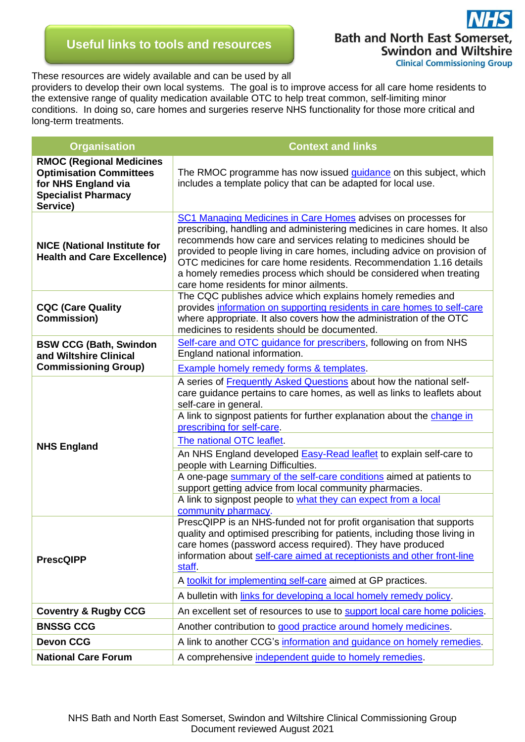## Useful links to tools and resources

These resources are widely available and can be used by all providers to develop their own local systems. The goal is to improve access for all care home residents to the extensive range of quality medication available OTC to help treat common, self-limiting minor conditions. In doing so, care homes and surgeries reserve NHS functionality for those more critical and long-term treatments.

| Organisation | Context and links |
|---|---|
| **RMOC (Regional Medicines Optimisation Committees for NHS England via Specialist Pharmacy Service)** | The RMOC programme has now issued guidance on this subject, which includes a template policy that can be adapted for local use. |
| **NICE (National Institute for Health and Care Excellence)** | SC1 Managing Medicines in Care Homes advises on processes for prescribing, handling and administering medicines in care homes. It also recommends how care and services relating to medicines should be provided to people living in care homes, including advice on provision of OTC medicines for care home residents. Recommendation 1.16 details a homely remedies process which should be considered when treating care home residents for minor ailments. |
| **CQC (Care Quality Commission)** | The CQC publishes advice which explains homely remedies and provides information on supporting residents in care homes to self-care where appropriate. It also covers how the administration of the OTC medicines to residents should be documented. |
| **BSW CCG (Bath, Swindon and Wiltshire Clinical Commissioning Group)** | Self-care and OTC guidance for prescribers, following on from NHS England national information. |
| | Example homely remedy forms & templates. |
| **NHS England** | A series of Frequently Asked Questions about how the national self-care guidance pertains to care homes, as well as links to leaflets about self-care in general. |
| | A link to signpost patients for further explanation about the change in prescribing for self-care. |
| | The national OTC leaflet. |
| | An NHS England developed Easy-Read leaflet to explain self-care to people with Learning Difficulties. |
| | A one-page summary of the self-care conditions aimed at patients to support getting advice from local community pharmacies. |
| | A link to signpost people to what they can expect from a local community pharmacy. |
| **PrescQIPP** | PrescQIPP is an NHS-funded not for profit organisation that supports quality and optimised prescribing for patients, including those living in care homes (password access required). They have produced information about self-care aimed at receptionists and other front-line staff. |
| | A toolkit for implementing self-care aimed at GP practices. |
| | A bulletin with links for developing a local homely remedy policy. |
| **Coventry & Rugby CCG** | An excellent set of resources to use to support local care home policies. |
| **BNSSG CCG** | Another contribution to good practice around homely medicines. |
| **Devon CCG** | A link to another CCG's information and guidance on homely remedies. |
| **National Care Forum** | A comprehensive independent guide to homely remedies. |

NHS Bath and North East Somerset, Swindon and Wiltshire Clinical Commissioning Group
Document reviewed August 2021